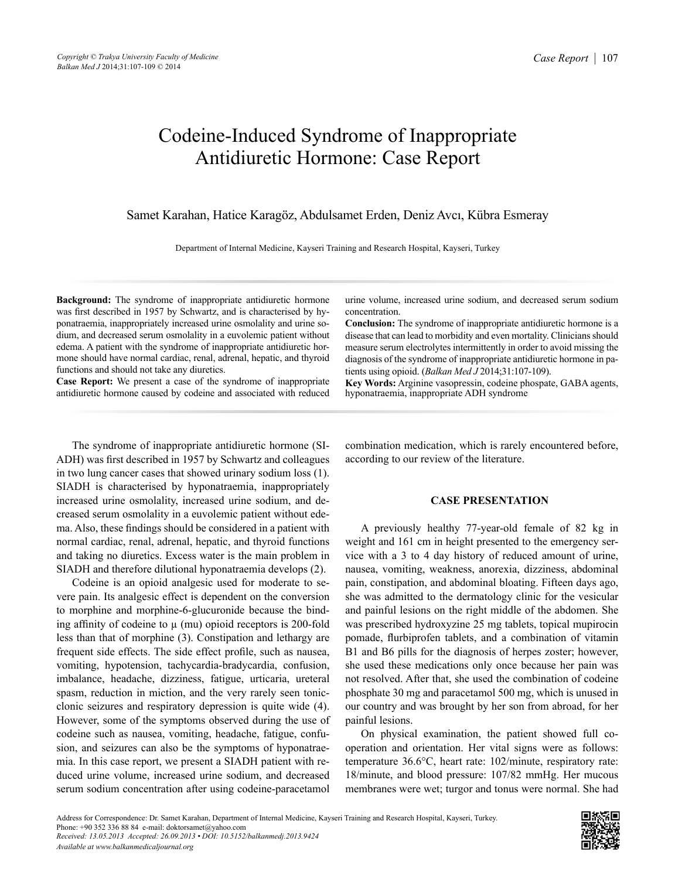# Codeine-Induced Syndrome of Inappropriate Antidiuretic Hormone: Case Report

Samet Karahan, Hatice Karagöz, Abdulsamet Erden, Deniz Avcı, Kübra Esmeray

Department of Internal Medicine, Kayseri Training and Research Hospital, Kayseri, Turkey

**Background:** The syndrome of inappropriate antidiuretic hormone was first described in 1957 by Schwartz, and is characterised by hyponatraemia, inappropriately increased urine osmolality and urine sodium, and decreased serum osmolality in a euvolemic patient without edema. A patient with the syndrome of inappropriate antidiuretic hormone should have normal cardiac, renal, adrenal, hepatic, and thyroid functions and should not take any diuretics.

**Case Report:** We present a case of the syndrome of inappropriate antidiuretic hormone caused by codeine and associated with reduced urine volume, increased urine sodium, and decreased serum sodium concentration.

**Conclusion:** The syndrome of inappropriate antidiuretic hormone is a disease that can lead to morbidity and even mortality. Clinicians should measure serum electrolytes intermittently in order to avoid missing the diagnosis of the syndrome of inappropriate antidiuretic hormone in patients using opioid. (*Balkan Med J* 2014;31:107-109).

**Key Words:** Arginine vasopressin, codeine phosphate, GABA agents, hyponatraemia, inappropriate ADH syndrome

The syndrome of inappropriate antidiuretic hormone (SIADH) was first described in 1957 by Schwartz and colleagues in two lung cancer cases that showed urinary sodium loss (1). SIADH is characterised by hyponatraemia, inappropriately increased urine osmolality, increased urine sodium, and decreased serum osmolality in a euvolemic patient without edema. Also, these findings should be considered in a patient with normal cardiac, renal, adrenal, hepatic, and thyroid functions and taking no diuretics. Excess water is the main problem in SIADH and therefore dilutional hyponatraemia develops (2).

Codeine is an opioid analgesic used for moderate to severe pain. Its analgesic effect is dependent on the conversion to morphine and morphine-6-glucuronide because the binding affinity of codeine to μ (mu) opioid receptors is 200-fold less than that of morphine (3). Constipation and lethargy are frequent side effects. The side effect profile, such as nausea, vomiting, hypotension, tachycardia-bradycardia, confusion, imbalance, headache, dizziness, fatigue, urticaria, ureteral spasm, reduction in miction, and the very rarely seen tonic-clonic seizures and respiratory depression is quite wide (4). However, some of the symptoms observed during the use of codeine such as nausea, vomiting, headache, fatigue, confusion, and seizures can also be the symptoms of hyponatraemia. In this case report, we present a SIADH patient with reduced urine volume, increased urine sodium, and decreased serum sodium concentration after using codeine-paracetamol combination medication, which is rarely encountered before, according to our review of the literature.

## CASE PRESENTATION

A previously healthy 77-year-old female of 82 kg in weight and 161 cm in height presented to the emergency service with a 3 to 4 day history of reduced amount of urine, nausea, vomiting, weakness, anorexia, dizziness, abdominal pain, constipation, and abdominal bloating. Fifteen days ago, she was admitted to the dermatology clinic for the vesicular and painful lesions on the right middle of the abdomen. She was prescribed hydroxyzine 25 mg tablets, topical mupirocin pomade, flurbiprofen tablets, and a combination of vitamin B1 and B6 pills for the diagnosis of herpes zoster; however, she used these medications only once because her pain was not resolved. After that, she used the combination of codeine phosphate 30 mg and paracetamol 500 mg, which is unused in our country and was brought by her son from abroad, for her painful lesions.

On physical examination, the patient showed full cooperation and orientation. Her vital signs were as follows: temperature 36.6°C, heart rate: 102/minute, respiratory rate: 18/minute, and blood pressure: 107/82 mmHg. Her mucous membranes were wet; turgor and tonus were normal. She had

Address for Correspondence: Dr. Samet Karahan, Department of Internal Medicine, Kayseri Training and Research Hospital, Kayseri, Turkey.
Phone: +90 352 336 88 84 e-mail: doktorsamet@yahoo.com
*Received: 13.05.2013 Accepted: 26.09.2013 • DOI: 10.5152/balkanmedj.2013.9424*
*Available at www.balkanmedicaljournal.org*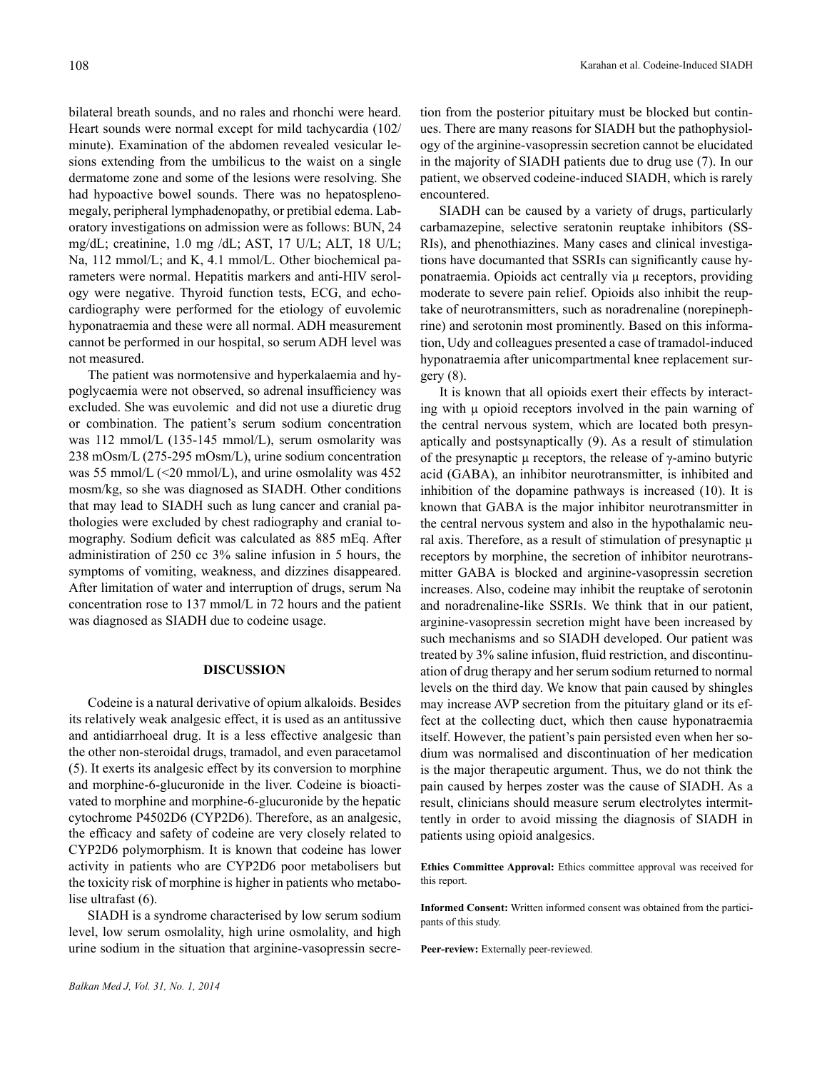bilateral breath sounds, and no rales and rhonchi were heard. Heart sounds were normal except for mild tachycardia (102/minute). Examination of the abdomen revealed vesicular lesions extending from the umbilicus to the waist on a single dermatome zone and some of the lesions were resolving. She had hypoactive bowel sounds. There was no hepatosplenomegaly, peripheral lymphadenopathy, or pretibial edema. Laboratory investigations on admission were as follows: BUN, 24 mg/dL; creatinine, 1.0 mg /dL; AST, 17 U/L; ALT, 18 U/L; Na, 112 mmol/L; and K, 4.1 mmol/L. Other biochemical parameters were normal. Hepatitis markers and anti-HIV serology were negative. Thyroid function tests, ECG, and echocardiography were performed for the etiology of euvolemic hyponatraemia and these were all normal. ADH measurement cannot be performed in our hospital, so serum ADH level was not measured.

The patient was normotensive and hyperkalaemia and hypoglycaemia were not observed, so adrenal insufficiency was excluded. She was euvolemic and did not use a diuretic drug or combination. The patient's serum sodium concentration was 112 mmol/L (135-145 mmol/L), serum osmolarity was 238 mOsm/L (275-295 mOsm/L), urine sodium concentration was 55 mmol/L (<20 mmol/L), and urine osmolality was 452 mosm/kg, so she was diagnosed as SIADH. Other conditions that may lead to SIADH such as lung cancer and cranial pathologies were excluded by chest radiography and cranial tomography. Sodium deficit was calculated as 885 mEq. After administiration of 250 cc 3% saline infusion in 5 hours, the symptoms of vomiting, weakness, and dizzines disappeared. After limitation of water and interruption of drugs, serum Na concentration rose to 137 mmol/L in 72 hours and the patient was diagnosed as SIADH due to codeine usage.

## DISCUSSION

Codeine is a natural derivative of opium alkaloids. Besides its relatively weak analgesic effect, it is used as an antitussive and antidiarrhoeal drug. It is a less effective analgesic than the other non-steroidal drugs, tramadol, and even paracetamol (5). It exerts its analgesic effect by its conversion to morphine and morphine-6-glucuronide in the liver. Codeine is bioactivated to morphine and morphine-6-glucuronide by the hepatic cytochrome P4502D6 (CYP2D6). Therefore, as an analgesic, the efficacy and safety of codeine are very closely related to CYP2D6 polymorphism. It is known that codeine has lower activity in patients who are CYP2D6 poor metabolisers but the toxicity risk of morphine is higher in patients who metabolise ultrafast (6).

SIADH is a syndrome characterised by low serum sodium level, low serum osmolality, high urine osmolality, and high urine sodium in the situation that arginine-vasopressin secretion from the posterior pituitary must be blocked but continues. There are many reasons for SIADH but the pathophysiology of the arginine-vasopressin secretion cannot be elucidated in the majority of SIADH patients due to drug use (7). In our patient, we observed codeine-induced SIADH, which is rarely encountered.

SIADH can be caused by a variety of drugs, particularly carbamazepine, selective seratonin reuptake inhibitors (SSRIs), and phenothiazines. Many cases and clinical investigations have documented that SSRIs can significantly cause hyponatraemia. Opioids act centrally via μ receptors, providing moderate to severe pain relief. Opioids also inhibit the reuptake of neurotransmitters, such as noradrenaline (norepinephrine) and serotonin most prominently. Based on this information, Udy and colleagues presented a case of tramadol-induced hyponatraemia after unicompartmental knee replacement surgery (8).

It is known that all opioids exert their effects by interacting with μ opioid receptors involved in the pain warning of the central nervous system, which are located both presynaptically and postsynaptically (9). As a result of stimulation of the presynaptic μ receptors, the release of γ-amino butyric acid (GABA), an inhibitor neurotransmitter, is inhibited and inhibition of the dopamine pathways is increased (10). It is known that GABA is the major inhibitor neurotransmitter in the central nervous system and also in the hypothalamic neural axis. Therefore, as a result of stimulation of presynaptic μ receptors by morphine, the secretion of inhibitor neurotransmitter GABA is blocked and arginine-vasopressin secretion increases. Also, codeine may inhibit the reuptake of serotonin and noradrenaline-like SSRIs. We think that in our patient, arginine-vasopressin secretion might have been increased by such mechanisms and so SIADH developed. Our patient was treated by 3% saline infusion, fluid restriction, and discontinuation of drug therapy and her serum sodium returned to normal levels on the third day. We know that pain caused by shingles may increase AVP secretion from the pituitary gland or its effect at the collecting duct, which then cause hyponatraemia itself. However, the patient's pain persisted even when her sodium was normalised and discontinuation of her medication is the major therapeutic argument. Thus, we do not think the pain caused by herpes zoster was the cause of SIADH. As a result, clinicians should measure serum electrolytes intermittently in order to avoid missing the diagnosis of SIADH in patients using opioid analgesics.

**Ethics Committee Approval:** Ethics committee approval was received for this report.

**Informed Consent:** Written informed consent was obtained from the participants of this study.

**Peer-review:** Externally peer-reviewed.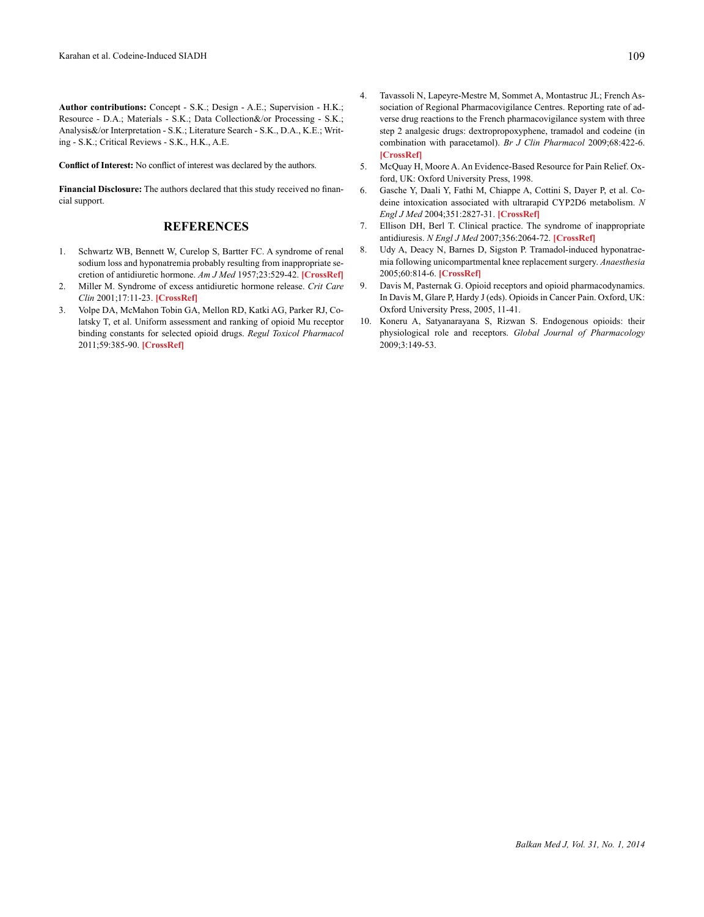**Author contributions:** Concept - S.K.; Design - A.E.; Supervision - H.K.; Resource - D.A.; Materials - S.K.; Data Collection&/or Processing - S.K.; Analysis&/or Interpretation - S.K.; Literature Search - S.K., D.A., K.E.; Writing - S.K.; Critical Reviews - S.K., H.K., A.E.

**Conflict of Interest:** No conflict of interest was declared by the authors.

**Financial Disclosure:** The authors declared that this study received no financial support.

## REFERENCES

1. Schwartz WB, Bennett W, Curelop S, Bartter FC. A syndrome of renal sodium loss and hyponatremia probably resulting from inappropriate secretion of antidiuretic hormone. *Am J Med* 1957;23:529-42. [CrossRef]
2. Miller M. Syndrome of excess antidiuretic hormone release. *Crit Care Clin* 2001;17:11-23. [CrossRef]
3. Volpe DA, McMahon Tobin GA, Mellon RD, Katki AG, Parker RJ, Colatsky T, et al. Uniform assessment and ranking of opioid Mu receptor binding constants for selected opioid drugs. *Regul Toxicol Pharmacol* 2011;59:385-90. [CrossRef]
4. Tavassoli N, Lapeyre-Mestre M, Sommet A, Montastruc JL; French Association of Regional Pharmacovigilance Centres. Reporting rate of adverse drug reactions to the French pharmacovigilance system with three step 2 analgesic drugs: dextropropoxyphene, tramadol and codeine (in combination with paracetamol). *Br J Clin Pharmacol* 2009;68:422-6. [CrossRef]
5. McQuay H, Moore A. An Evidence-Based Resource for Pain Relief. Oxford, UK: Oxford University Press, 1998.
6. Gasche Y, Daali Y, Fathi M, Chiappe A, Cottini S, Dayer P, et al. Codeine intoxication associated with ultrarapid CYP2D6 metabolism. *N Engl J Med* 2004;351:2827-31. [CrossRef]
7. Ellison DH, Berl T. Clinical practice. The syndrome of inappropriate antidiuresis. *N Engl J Med* 2007;356:2064-72. [CrossRef]
8. Udy A, Deacy N, Barnes D, Sigston P. Tramadol-induced hyponatraemia following unicompartmental knee replacement surgery. *Anaesthesia* 2005;60:814-6. [CrossRef]
9. Davis M, Pasternak G. Opioid receptors and opioid pharmacodynamics. In Davis M, Glare P, Hardy J (eds). Opioids in Cancer Pain. Oxford, UK: Oxford University Press, 2005, 11-41.
10. Koneru A, Satyanarayana S, Rizwan S. Endogenous opioids: their physiological role and receptors. *Global Journal of Pharmacology* 2009;3:149-53.